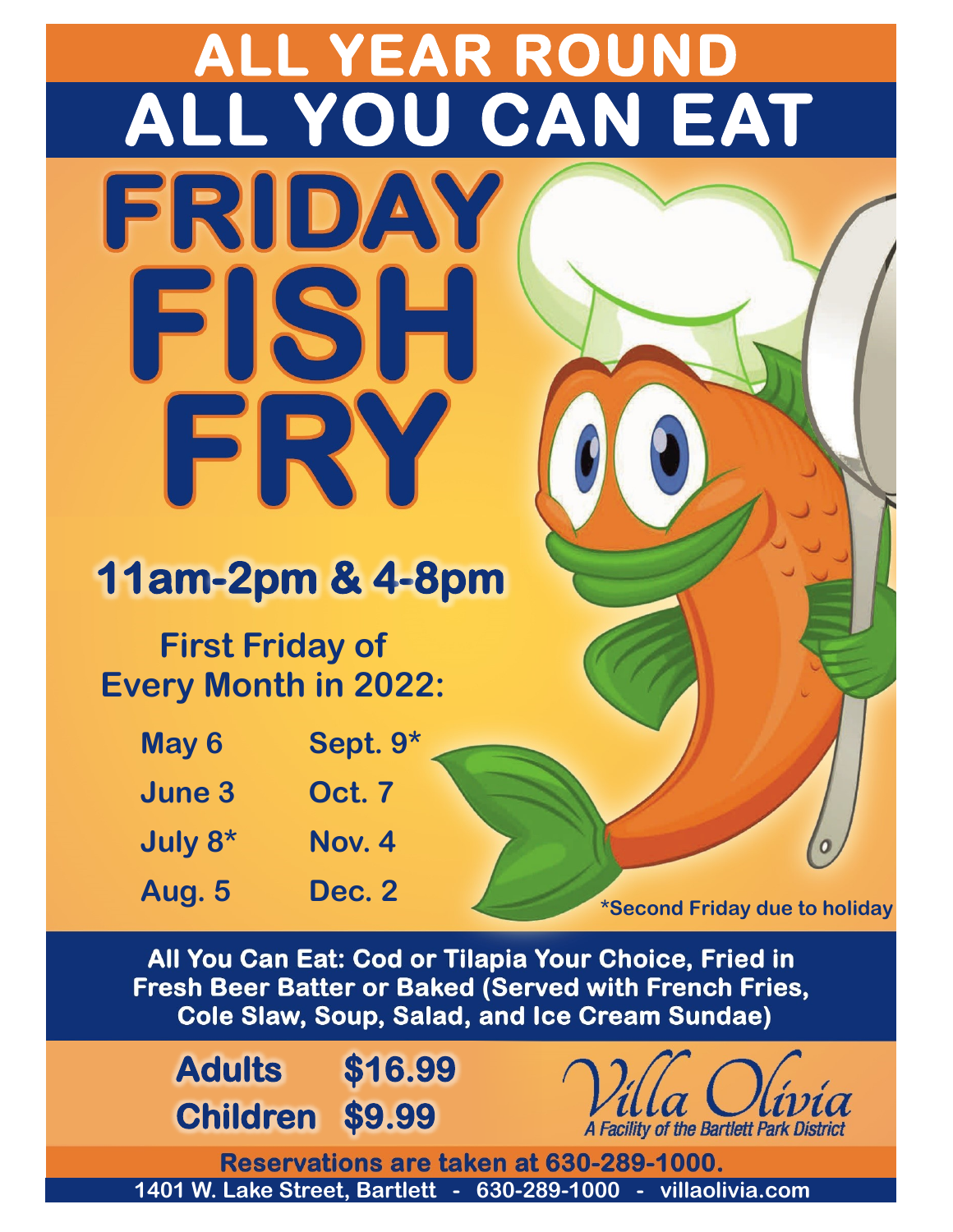# ALL YEAR ROUND

# ALL YOU CAN EAT

# FRIDAY FISH FRY

## 11am-2pm & 4-8pm

**First Friday of Every Month in 2022:**

| | |
|---|---|
| May 6 | Sept. 9* |
| June 3 | Oct. 7 |
| July 8* | Nov. 4 |
| Aug. 5 | Dec. 2 |

*Second Friday due to holiday

**All You Can Eat: Cod or Tilapia Your Choice, Fried in Fresh Beer Batter or Baked (Served with French Fries, Cole Slaw, Soup, Salad, and Ice Cream Sundae)**

| | |
|---|---|
| Adults | $16.99 |
| Children | $9.99 |

*Villa Olivia*
*A Facility of the Bartlett Park District*

**Reservations are taken at 630-289-1000.**

1401 W. Lake Street, Bartlett - 630-289-1000 - villaolivia.com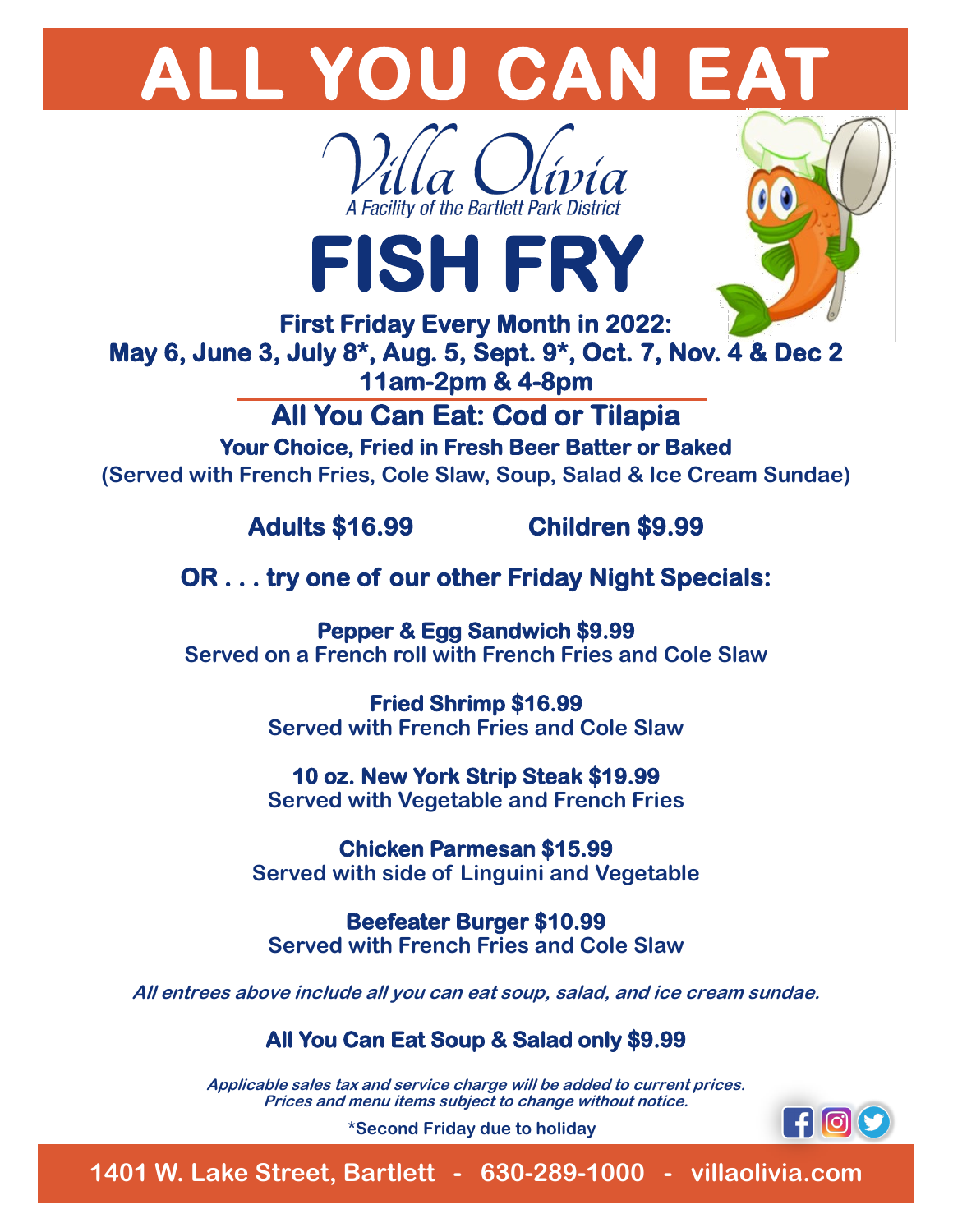# ALL YOU CAN EAT

Villa Olivia

A Facility of the Bartlett Park District

# FISH FRY

**First Friday Every Month in 2022:**
**May 6, June 3, July 8*, Aug. 5, Sept. 9*, Oct. 7, Nov. 4 & Dec 2**
**11am-2pm & 4-8pm**

## All You Can Eat: Cod or Tilapia

**Your Choice, Fried in Fresh Beer Batter or Baked**

(Served with French Fries, Cole Slaw, Soup, Salad & Ice Cream Sundae)

**Adults $16.99** **Children $9.99**

## OR . . . try one of our other Friday Night Specials:

**Pepper & Egg Sandwich $9.99**
Served on a French roll with French Fries and Cole Slaw

**Fried Shrimp $16.99**
Served with French Fries and Cole Slaw

**10 oz. New York Strip Steak $19.99**
Served with Vegetable and French Fries

**Chicken Parmesan $15.99**
Served with side of Linguini and Vegetable

**Beefeater Burger $10.99**
Served with French Fries and Cole Slaw

***All entrees above include all you can eat soup, salad, and ice cream sundae.***

**All You Can Eat Soup & Salad only $9.99**

***Applicable sales tax and service charge will be added to current prices.***
***Prices and menu items subject to change without notice.***

**\*Second Friday due to holiday**

**1401 W. Lake Street, Bartlett - 630-289-1000 - villaolivia.com**